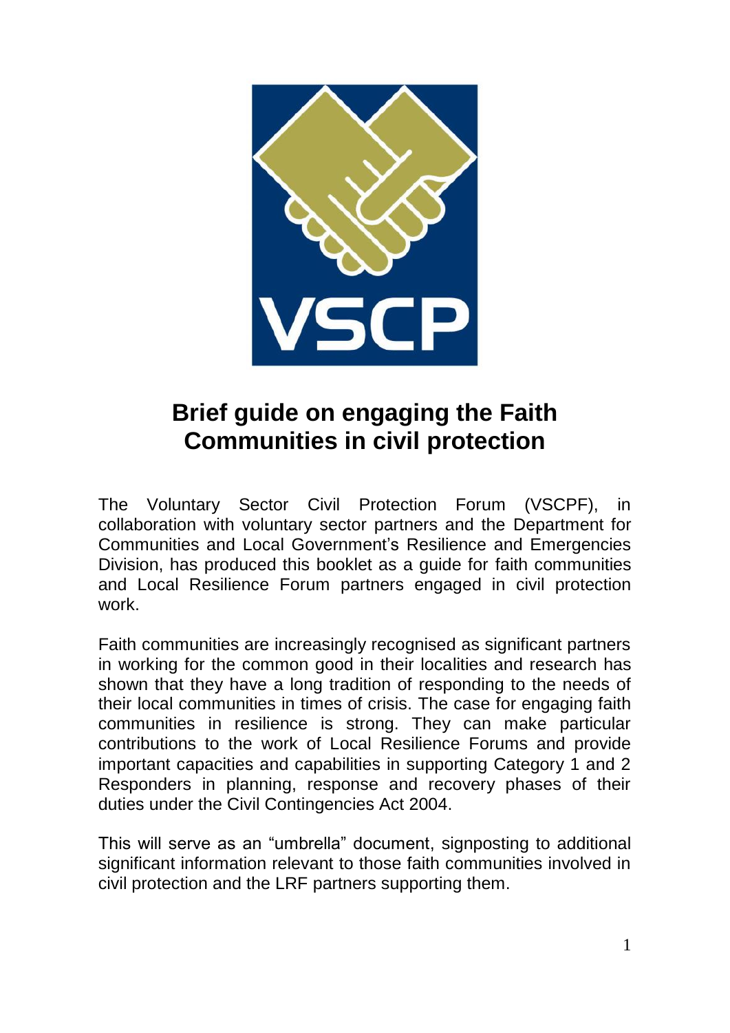# Brief guide on engaging the Faith Communities in civil protection

The Voluntary Sector Civil Protection Forum (VSCPF), in collaboration with voluntary sector partners and the Department for Communities and Local Government's Resilience and Emergencies Division, has produced this booklet as a guide for faith communities and Local Resilience Forum partners engaged in civil protection work.

Faith communities are increasingly recognised as significant partners in working for the common good in their localities and research has shown that they have a long tradition of responding to the needs of their local communities in times of crisis. The case for engaging faith communities in resilience is strong. They can make particular contributions to the work of Local Resilience Forums and provide important capacities and capabilities in supporting Category 1 and 2 Responders in planning, response and recovery phases of their duties under the Civil Contingencies Act 2004.

This will serve as an "umbrella" document, signposting to additional significant information relevant to those faith communities involved in civil protection and the LRF partners supporting them.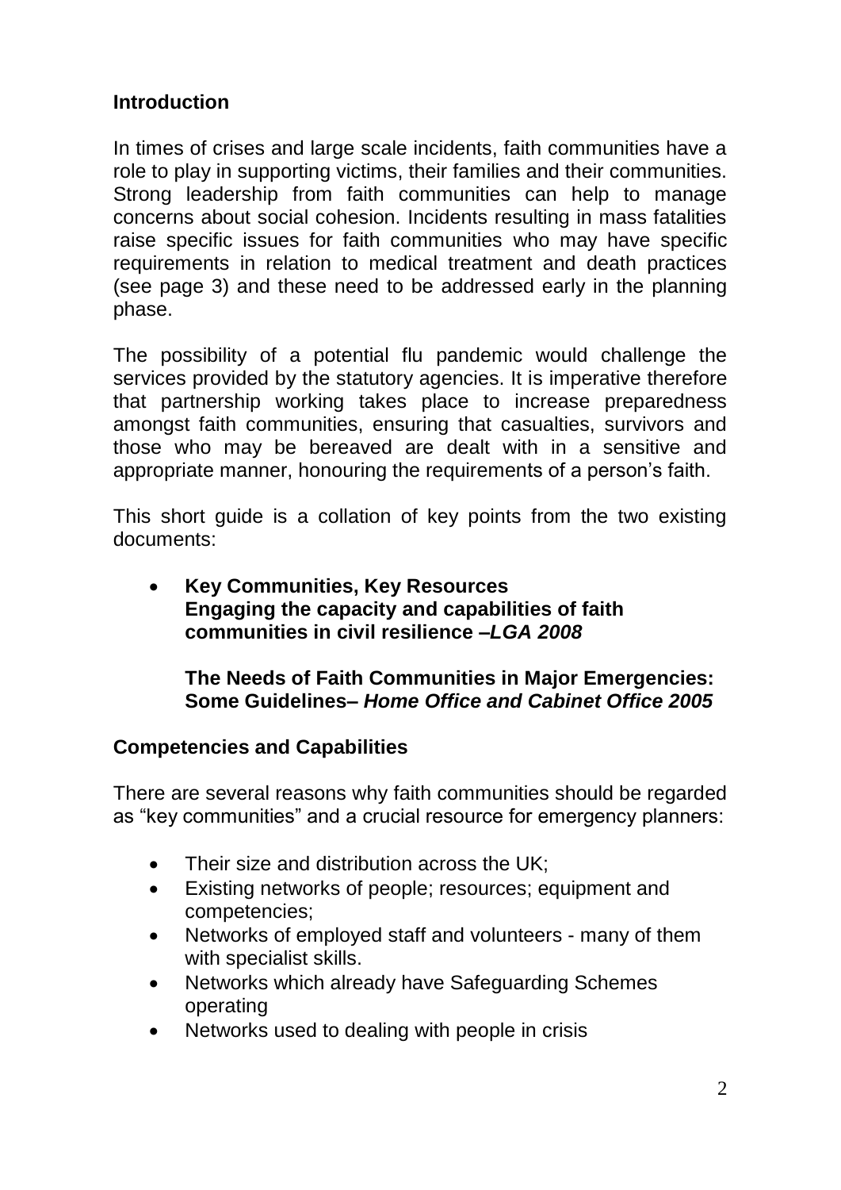## Introduction

In times of crises and large scale incidents, faith communities have a role to play in supporting victims, their families and their communities. Strong leadership from faith communities can help to manage concerns about social cohesion. Incidents resulting in mass fatalities raise specific issues for faith communities who may have specific requirements in relation to medical treatment and death practices (see page 3) and these need to be addressed early in the planning phase.

The possibility of a potential flu pandemic would challenge the services provided by the statutory agencies. It is imperative therefore that partnership working takes place to increase preparedness amongst faith communities, ensuring that casualties, survivors and those who may be bereaved are dealt with in a sensitive and appropriate manner, honouring the requirements of a person's faith.

This short guide is a collation of key points from the two existing documents:

- **Key Communities, Key Resources**
  **Engaging the capacity and capabilities of faith communities in civil resilience –*LGA 2008***

  **The Needs of Faith Communities in Major Emergencies: Some Guidelines– *Home Office and Cabinet Office 2005***

## Competencies and Capabilities

There are several reasons why faith communities should be regarded as "key communities" and a crucial resource for emergency planners:

- Their size and distribution across the UK;
- Existing networks of people; resources; equipment and competencies;
- Networks of employed staff and volunteers - many of them with specialist skills.
- Networks which already have Safeguarding Schemes operating
- Networks used to dealing with people in crisis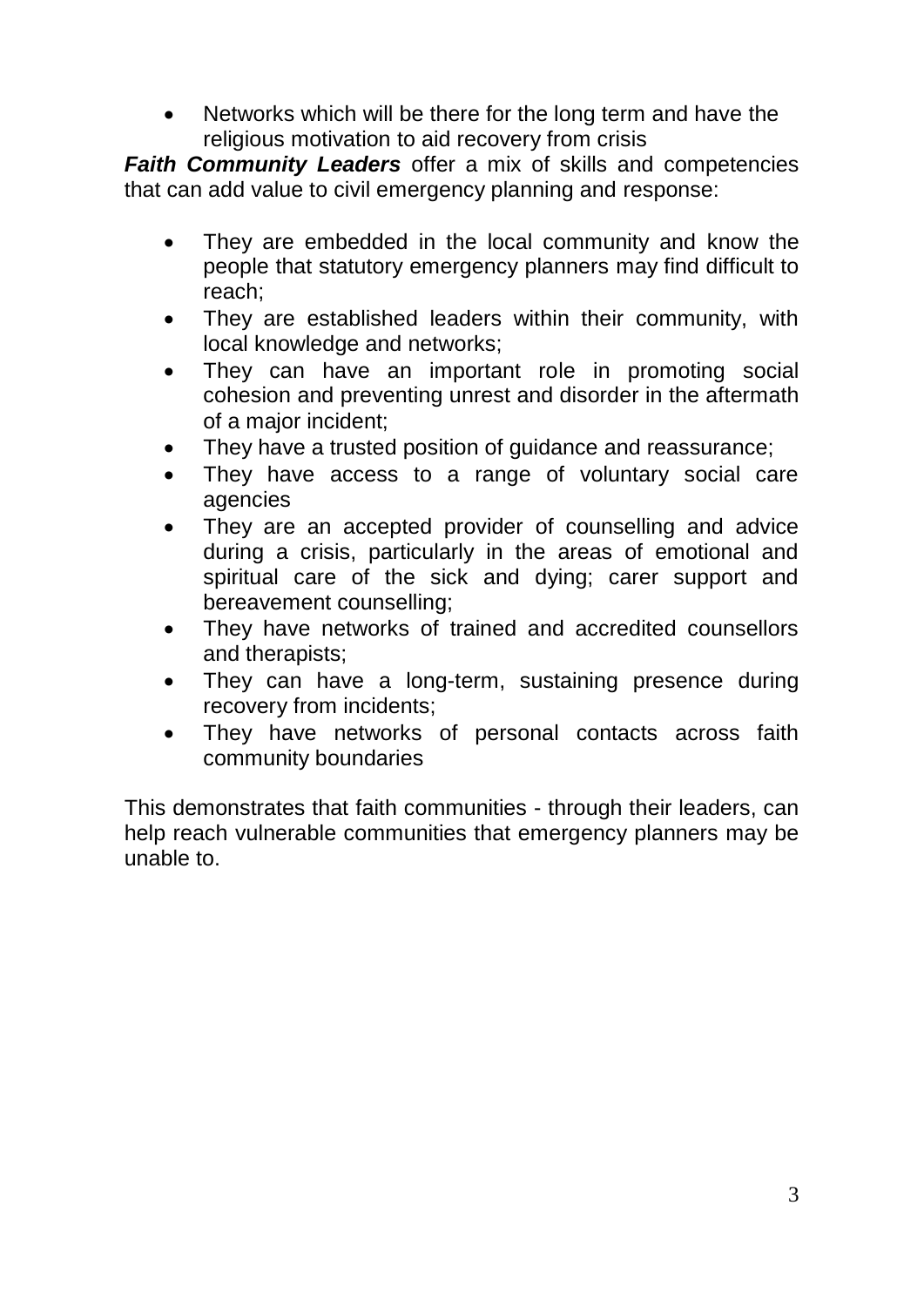- Networks which will be there for the long term and have the religious motivation to aid recovery from crisis

***Faith Community Leaders*** offer a mix of skills and competencies that can add value to civil emergency planning and response:

- They are embedded in the local community and know the people that statutory emergency planners may find difficult to reach;
- They are established leaders within their community, with local knowledge and networks;
- They can have an important role in promoting social cohesion and preventing unrest and disorder in the aftermath of a major incident;
- They have a trusted position of guidance and reassurance;
- They have access to a range of voluntary social care agencies
- They are an accepted provider of counselling and advice during a crisis, particularly in the areas of emotional and spiritual care of the sick and dying; carer support and bereavement counselling;
- They have networks of trained and accredited counsellors and therapists;
- They can have a long-term, sustaining presence during recovery from incidents;
- They have networks of personal contacts across faith community boundaries

This demonstrates that faith communities - through their leaders, can help reach vulnerable communities that emergency planners may be unable to.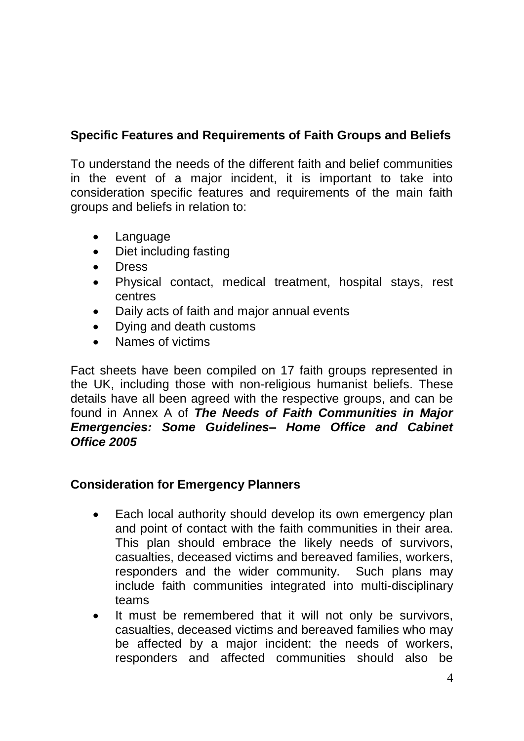## Specific Features and Requirements of Faith Groups and Beliefs

To understand the needs of the different faith and belief communities in the event of a major incident, it is important to take into consideration specific features and requirements of the main faith groups and beliefs in relation to:

- Language
- Diet including fasting
- Dress
- Physical contact, medical treatment, hospital stays, rest centres
- Daily acts of faith and major annual events
- Dying and death customs
- Names of victims

Fact sheets have been compiled on 17 faith groups represented in the UK, including those with non-religious humanist beliefs. These details have all been agreed with the respective groups, and can be found in Annex A of ***The Needs of Faith Communities in Major Emergencies: Some Guidelines– Home Office and Cabinet Office 2005***

## Consideration for Emergency Planners

- Each local authority should develop its own emergency plan and point of contact with the faith communities in their area. This plan should embrace the likely needs of survivors, casualties, deceased victims and bereaved families, workers, responders and the wider community. Such plans may include faith communities integrated into multi-disciplinary teams
- It must be remembered that it will not only be survivors, casualties, deceased victims and bereaved families who may be affected by a major incident: the needs of workers, responders and affected communities should also be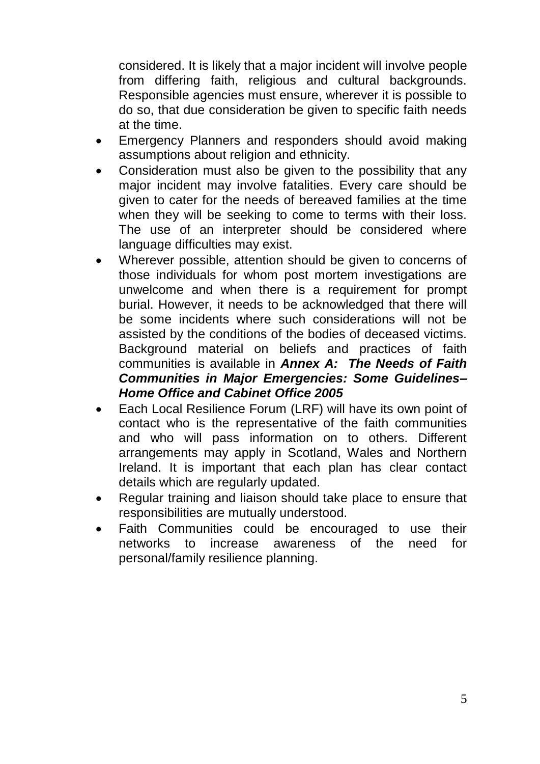considered. It is likely that a major incident will involve people from differing faith, religious and cultural backgrounds. Responsible agencies must ensure, wherever it is possible to do so, that due consideration be given to specific faith needs at the time.

- Emergency Planners and responders should avoid making assumptions about religion and ethnicity.
- Consideration must also be given to the possibility that any major incident may involve fatalities. Every care should be given to cater for the needs of bereaved families at the time when they will be seeking to come to terms with their loss. The use of an interpreter should be considered where language difficulties may exist.
- Wherever possible, attention should be given to concerns of those individuals for whom post mortem investigations are unwelcome and when there is a requirement for prompt burial. However, it needs to be acknowledged that there will be some incidents where such considerations will not be assisted by the conditions of the bodies of deceased victims. Background material on beliefs and practices of faith communities is available in ***Annex A: The Needs of Faith Communities in Major Emergencies: Some Guidelines– Home Office and Cabinet Office 2005***
- Each Local Resilience Forum (LRF) will have its own point of contact who is the representative of the faith communities and who will pass information on to others. Different arrangements may apply in Scotland, Wales and Northern Ireland. It is important that each plan has clear contact details which are regularly updated.
- Regular training and liaison should take place to ensure that responsibilities are mutually understood.
- Faith Communities could be encouraged to use their networks to increase awareness of the need for personal/family resilience planning.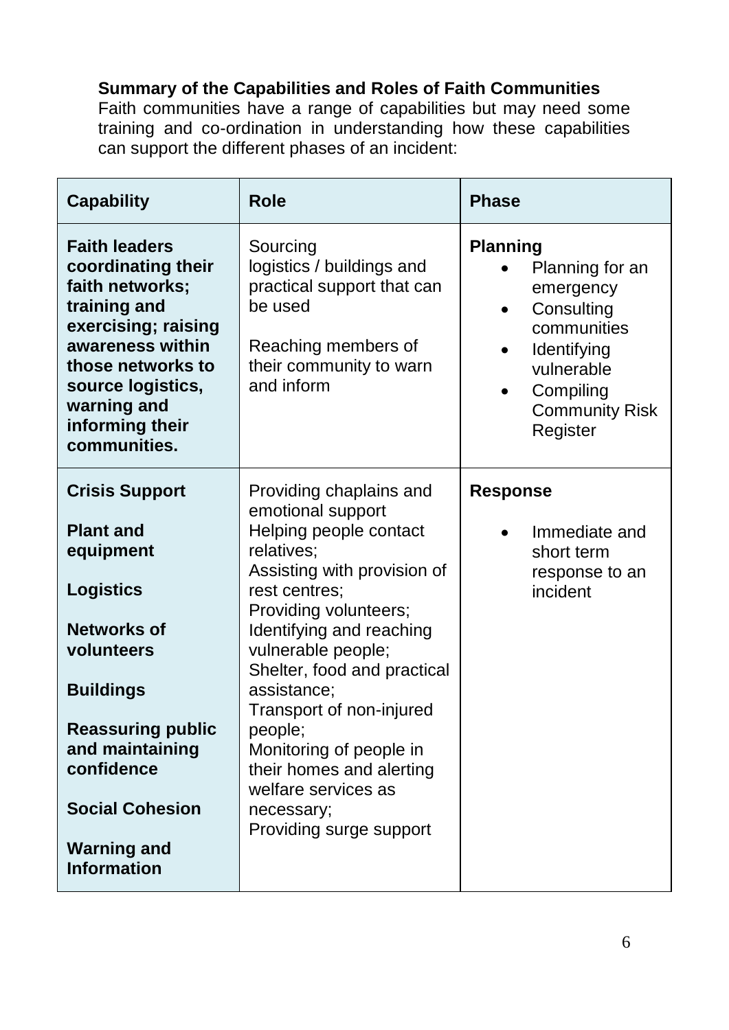**Summary of the Capabilities and Roles of Faith Communities**

Faith communities have a range of capabilities but may need some training and co-ordination in understanding how these capabilities can support the different phases of an incident:

| Capability | Role | Phase |
|---|---|---|
| **Faith leaders coordinating their faith networks; training and exercising; raising awareness within those networks to source logistics, warning and informing their communities.** | Sourcing logistics / buildings and practical support that can be used<br><br>Reaching members of their community to warn and inform | **Planning**<br>• Planning for an emergency<br>• Consulting communities<br>• Identifying vulnerable<br>• Compiling Community Risk Register |
| **Crisis Support**<br><br>**Plant and equipment**<br><br>**Logistics**<br><br>**Networks of volunteers**<br><br>**Buildings**<br><br>**Reassuring public and maintaining confidence**<br><br>**Social Cohesion**<br><br>**Warning and Information** | Providing chaplains and emotional support<br>Helping people contact relatives;<br>Assisting with provision of rest centres;<br>Providing volunteers;<br>Identifying and reaching vulnerable people;<br>Shelter, food and practical assistance;<br>Transport of non-injured people;<br>Monitoring of people in their homes and alerting welfare services as necessary;<br>Providing surge support | **Response**<br>• Immediate and short term response to an incident |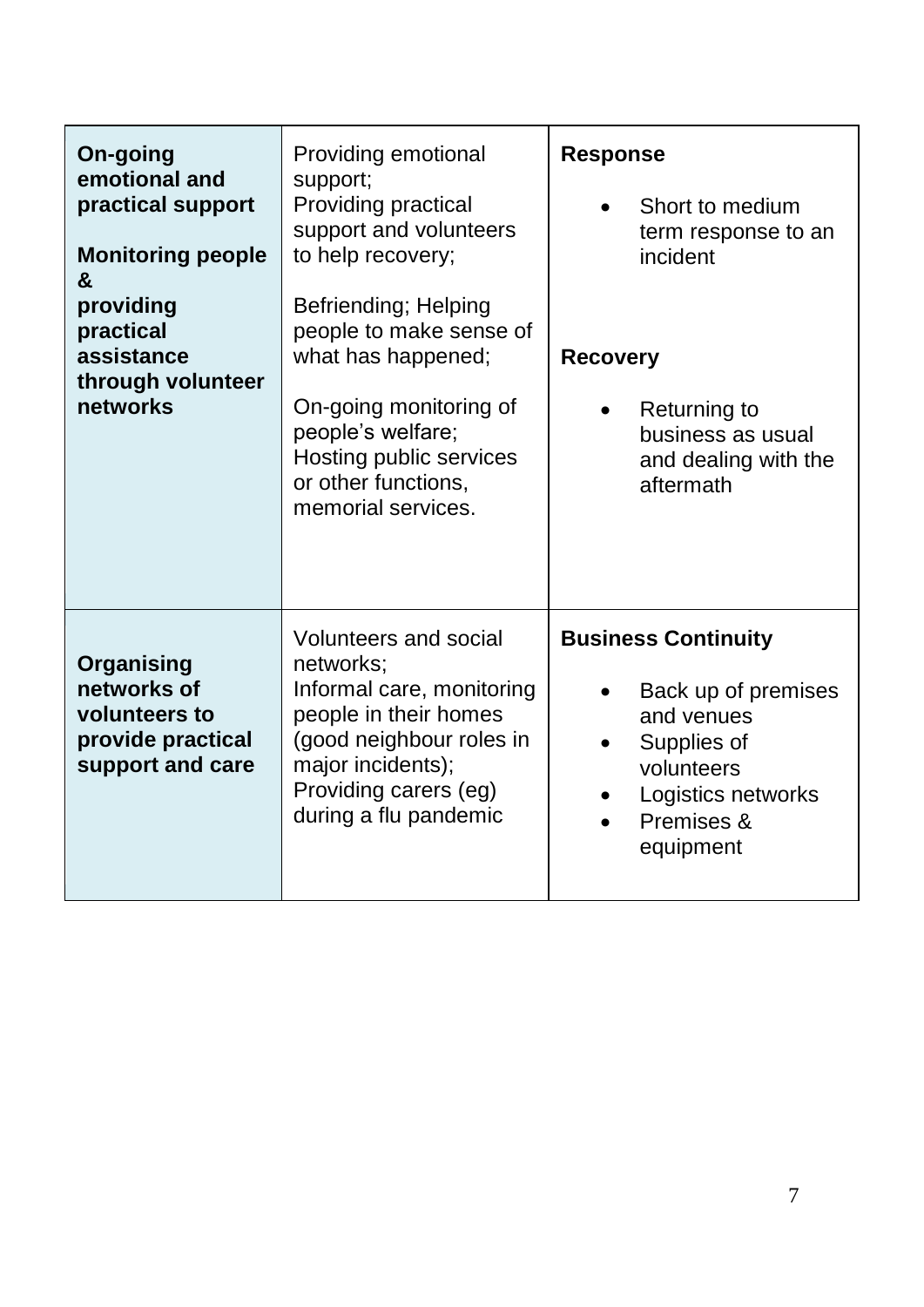| | | |
|---|---|---|
| **On-going emotional and practical support**<br><br>**Monitoring people & providing practical assistance through volunteer networks** | Providing emotional support;<br>Providing practical support and volunteers to help recovery;<br><br>Befriending; Helping people to make sense of what has happened;<br><br>On-going monitoring of people's welfare;<br>Hosting public services or other functions, memorial services. | **Response**<br><br>• Short to medium term response to an incident<br><br>**Recovery**<br><br>• Returning to business as usual and dealing with the aftermath |
| **Organising networks of volunteers to provide practical support and care** | Volunteers and social networks;<br>Informal care, monitoring people in their homes (good neighbour roles in major incidents);<br>Providing carers (eg) during a flu pandemic | **Business Continuity**<br><br>• Back up of premises and venues<br>• Supplies of volunteers<br>• Logistics networks<br>• Premises & equipment |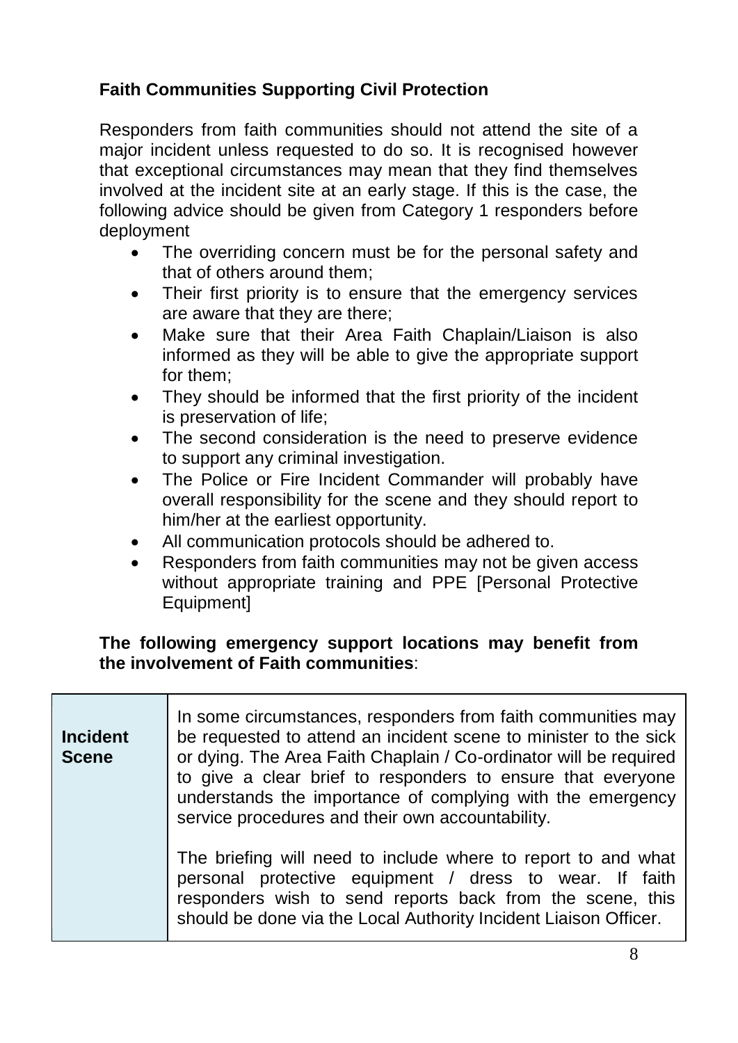### Faith Communities Supporting Civil Protection

Responders from faith communities should not attend the site of a major incident unless requested to do so. It is recognised however that exceptional circumstances may mean that they find themselves involved at the incident site at an early stage. If this is the case, the following advice should be given from Category 1 responders before deployment

- The overriding concern must be for the personal safety and that of others around them;
- Their first priority is to ensure that the emergency services are aware that they are there;
- Make sure that their Area Faith Chaplain/Liaison is also informed as they will be able to give the appropriate support for them;
- They should be informed that the first priority of the incident is preservation of life;
- The second consideration is the need to preserve evidence to support any criminal investigation.
- The Police or Fire Incident Commander will probably have overall responsibility for the scene and they should report to him/her at the earliest opportunity.
- All communication protocols should be adhered to.
- Responders from faith communities may not be given access without appropriate training and PPE [Personal Protective Equipment]

**The following emergency support locations may benefit from the involvement of Faith communities**:

| | |
|---|---|
| **Incident Scene** | In some circumstances, responders from faith communities may be requested to attend an incident scene to minister to the sick or dying. The Area Faith Chaplain / Co-ordinator will be required to give a clear brief to responders to ensure that everyone understands the importance of complying with the emergency service procedures and their own accountability.<br><br>The briefing will need to include where to report to and what personal protective equipment / dress to wear. If faith responders wish to send reports back from the scene, this should be done via the Local Authority Incident Liaison Officer. |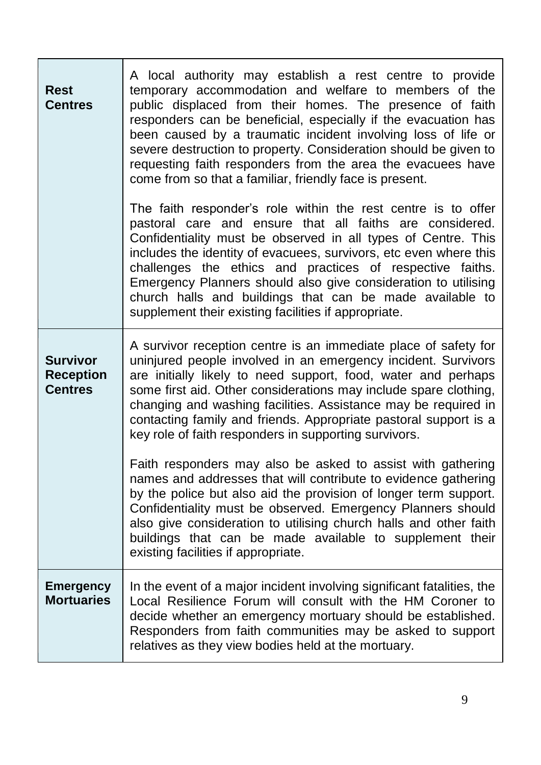| | |
|---|---|
| **Rest Centres** | A local authority may establish a rest centre to provide temporary accommodation and welfare to members of the public displaced from their homes. The presence of faith responders can be beneficial, especially if the evacuation has been caused by a traumatic incident involving loss of life or severe destruction to property. Consideration should be given to requesting faith responders from the area the evacuees have come from so that a familiar, friendly face is present.<br><br>The faith responder's role within the rest centre is to offer pastoral care and ensure that all faiths are considered. Confidentiality must be observed in all types of Centre. This includes the identity of evacuees, survivors, etc even where this challenges the ethics and practices of respective faiths. Emergency Planners should also give consideration to utilising church halls and buildings that can be made available to supplement their existing facilities if appropriate. |
| **Survivor Reception Centres** | A survivor reception centre is an immediate place of safety for uninjured people involved in an emergency incident. Survivors are initially likely to need support, food, water and perhaps some first aid. Other considerations may include spare clothing, changing and washing facilities. Assistance may be required in contacting family and friends. Appropriate pastoral support is a key role of faith responders in supporting survivors.<br><br>Faith responders may also be asked to assist with gathering names and addresses that will contribute to evidence gathering by the police but also aid the provision of longer term support. Confidentiality must be observed. Emergency Planners should also give consideration to utilising church halls and other faith buildings that can be made available to supplement their existing facilities if appropriate. |
| **Emergency Mortuaries** | In the event of a major incident involving significant fatalities, the Local Resilience Forum will consult with the HM Coroner to decide whether an emergency mortuary should be established. Responders from faith communities may be asked to support relatives as they view bodies held at the mortuary. |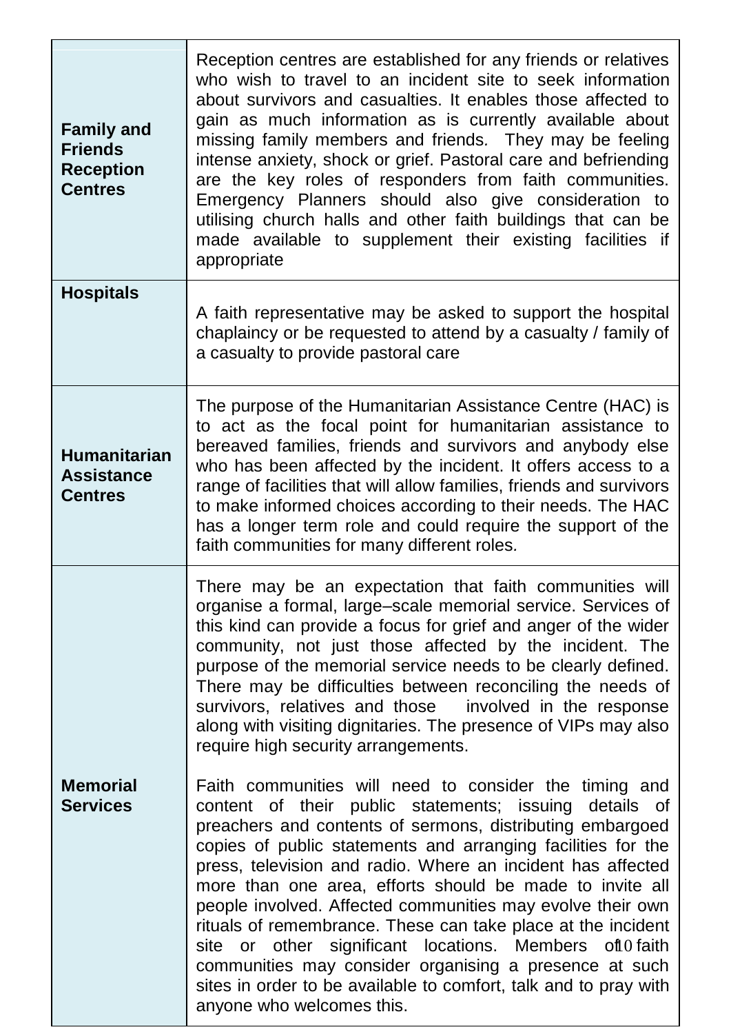| | |
|---|---|
| **Family and Friends Reception Centres** | Reception centres are established for any friends or relatives who wish to travel to an incident site to seek information about survivors and casualties. It enables those affected to gain as much information as is currently available about missing family members and friends. They may be feeling intense anxiety, shock or grief. Pastoral care and befriending are the key roles of responders from faith communities. Emergency Planners should also give consideration to utilising church halls and other faith buildings that can be made available to supplement their existing facilities if appropriate |
| **Hospitals** | A faith representative may be asked to support the hospital chaplaincy or be requested to attend by a casualty / family of a casualty to provide pastoral care |
| **Humanitarian Assistance Centres** | The purpose of the Humanitarian Assistance Centre (HAC) is to act as the focal point for humanitarian assistance to bereaved families, friends and survivors and anybody else who has been affected by the incident. It offers access to a range of facilities that will allow families, friends and survivors to make informed choices according to their needs. The HAC has a longer term role and could require the support of the faith communities for many different roles. |
| **Memorial Services** | There may be an expectation that faith communities will organise a formal, large–scale memorial service. Services of this kind can provide a focus for grief and anger of the wider community, not just those affected by the incident. The purpose of the memorial service needs to be clearly defined. There may be difficulties between reconciling the needs of survivors, relatives and those involved in the response along with visiting dignitaries. The presence of VIPs may also require high security arrangements.<br><br>Faith communities will need to consider the timing and content of their public statements; issuing details of preachers and contents of sermons, distributing embargoed copies of public statements and arranging facilities for the press, television and radio. Where an incident has affected more than one area, efforts should be made to invite all people involved. Affected communities may evolve their own rituals of remembrance. These can take place at the incident site or other significant locations. Members of faith communities may consider organising a presence at such sites in order to be available to comfort, talk and to pray with anyone who welcomes this. |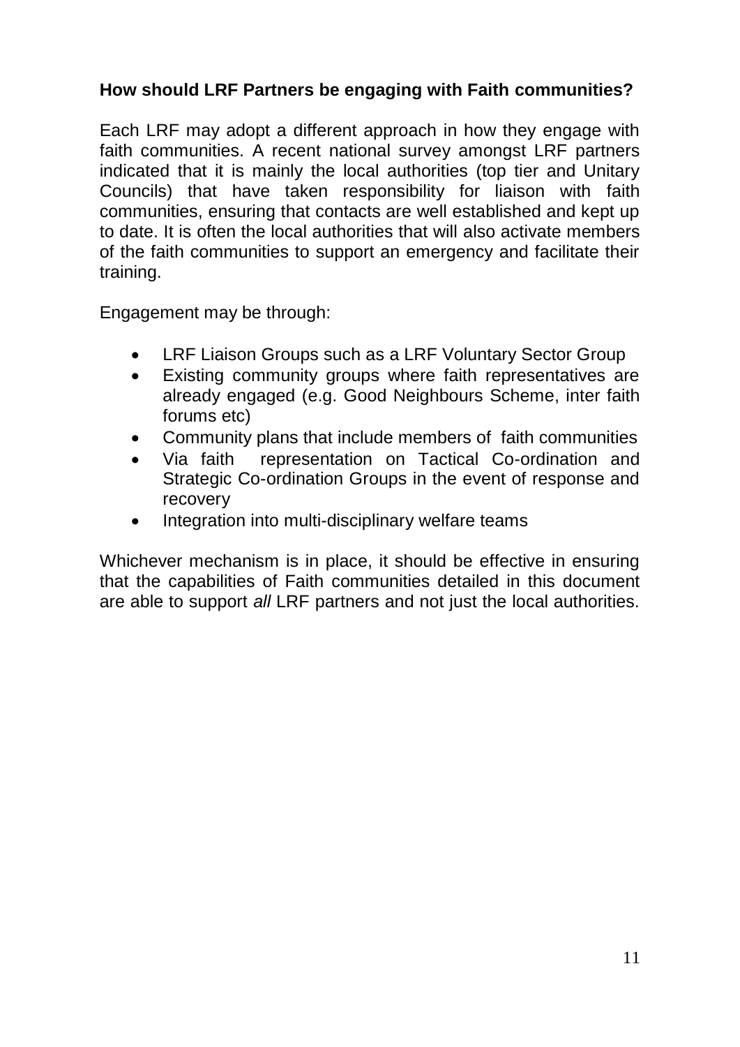**How should LRF Partners be engaging with Faith communities?**

Each LRF may adopt a different approach in how they engage with faith communities. A recent national survey amongst LRF partners indicated that it is mainly the local authorities (top tier and Unitary Councils) that have taken responsibility for liaison with faith communities, ensuring that contacts are well established and kept up to date. It is often the local authorities that will also activate members of the faith communities to support an emergency and facilitate their training.

Engagement may be through:

- LRF Liaison Groups such as a LRF Voluntary Sector Group
- Existing community groups where faith representatives are already engaged (e.g. Good Neighbours Scheme, inter faith forums etc)
- Community plans that include members of faith communities
- Via faith representation on Tactical Co-ordination and Strategic Co-ordination Groups in the event of response and recovery
- Integration into multi-disciplinary welfare teams

Whichever mechanism is in place, it should be effective in ensuring that the capabilities of Faith communities detailed in this document are able to support *all* LRF partners and not just the local authorities.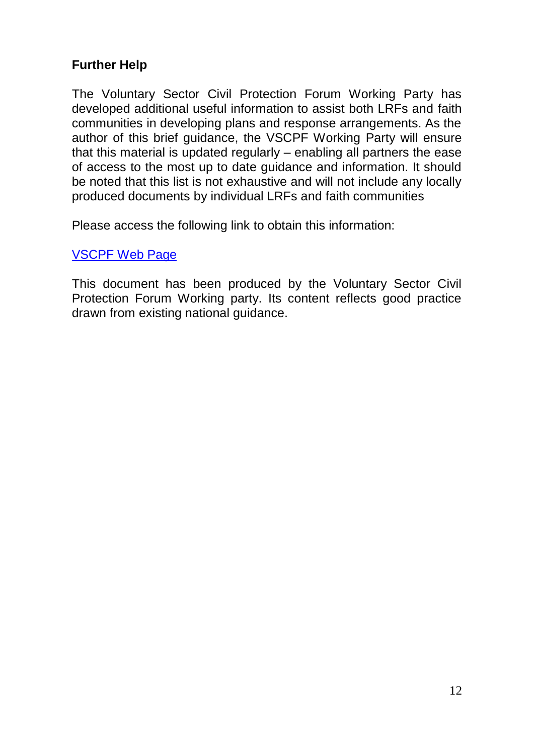## Further Help

The Voluntary Sector Civil Protection Forum Working Party has developed additional useful information to assist both LRFs and faith communities in developing plans and response arrangements. As the author of this brief guidance, the VSCPF Working Party will ensure that this material is updated regularly – enabling all partners the ease of access to the most up to date guidance and information. It should be noted that this list is not exhaustive and will not include any locally produced documents by individual LRFs and faith communities

Please access the following link to obtain this information:

VSCPF Web Page

This document has been produced by the Voluntary Sector Civil Protection Forum Working party. Its content reflects good practice drawn from existing national guidance.